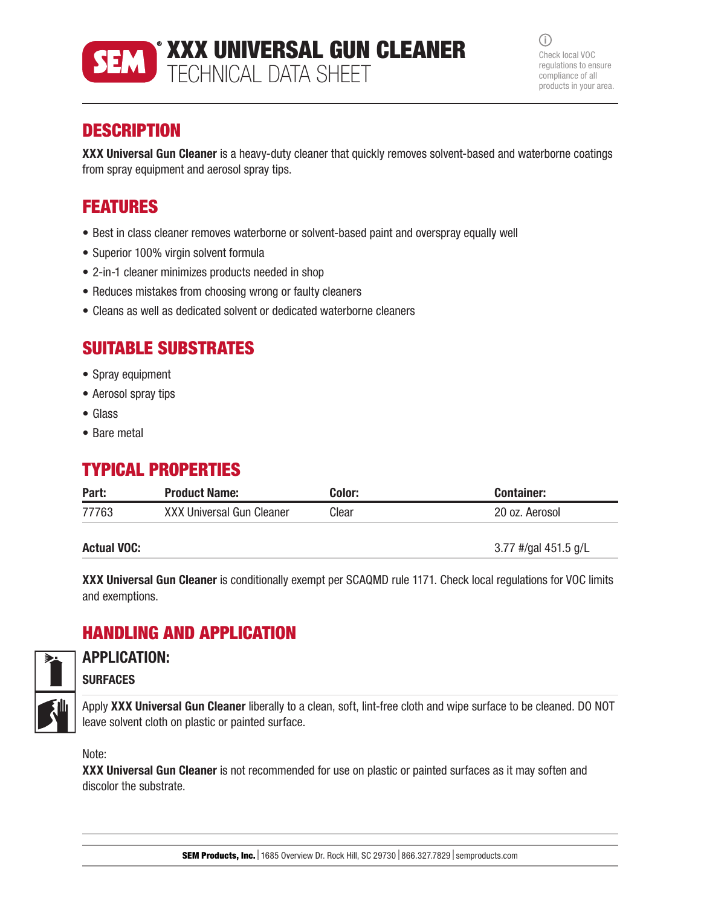# XXX UNIVERSAL GUN CLEANER
## TECHNICAL DATA SHEET

Check local VOC regulations to ensure compliance of all products in your area.

## DESCRIPTION

**XXX Universal Gun Cleaner** is a heavy-duty cleaner that quickly removes solvent-based and waterborne coatings from spray equipment and aerosol spray tips.

## FEATURES

- Best in class cleaner removes waterborne or solvent-based paint and overspray equally well
- Superior 100% virgin solvent formula
- 2-in-1 cleaner minimizes products needed in shop
- Reduces mistakes from choosing wrong or faulty cleaners
- Cleans as well as dedicated solvent or dedicated waterborne cleaners

## SUITABLE SUBSTRATES

- Spray equipment
- Aerosol spray tips
- Glass
- Bare metal

## TYPICAL PROPERTIES

| Part: | Product Name: | Color: | Container: |
|---|---|---|---|
| 77763 | XXX Universal Gun Cleaner | Clear | 20 oz. Aerosol |

| | |
|---|---|
| **Actual VOC:** | 3.77 #/gal 451.5 g/L |

**XXX Universal Gun Cleaner** is conditionally exempt per SCAQMD rule 1171. Check local regulations for VOC limits and exemptions.

## HANDLING AND APPLICATION

### APPLICATION:

**SURFACES**

Apply **XXX Universal Gun Cleaner** liberally to a clean, soft, lint-free cloth and wipe surface to be cleaned. DO NOT leave solvent cloth on plastic or painted surface.

Note:
**XXX Universal Gun Cleaner** is not recommended for use on plastic or painted surfaces as it may soften and discolor the substrate.

**SEM Products, Inc.** | 1685 Overview Dr. Rock Hill, SC 29730 | 866.327.7829 | semproducts.com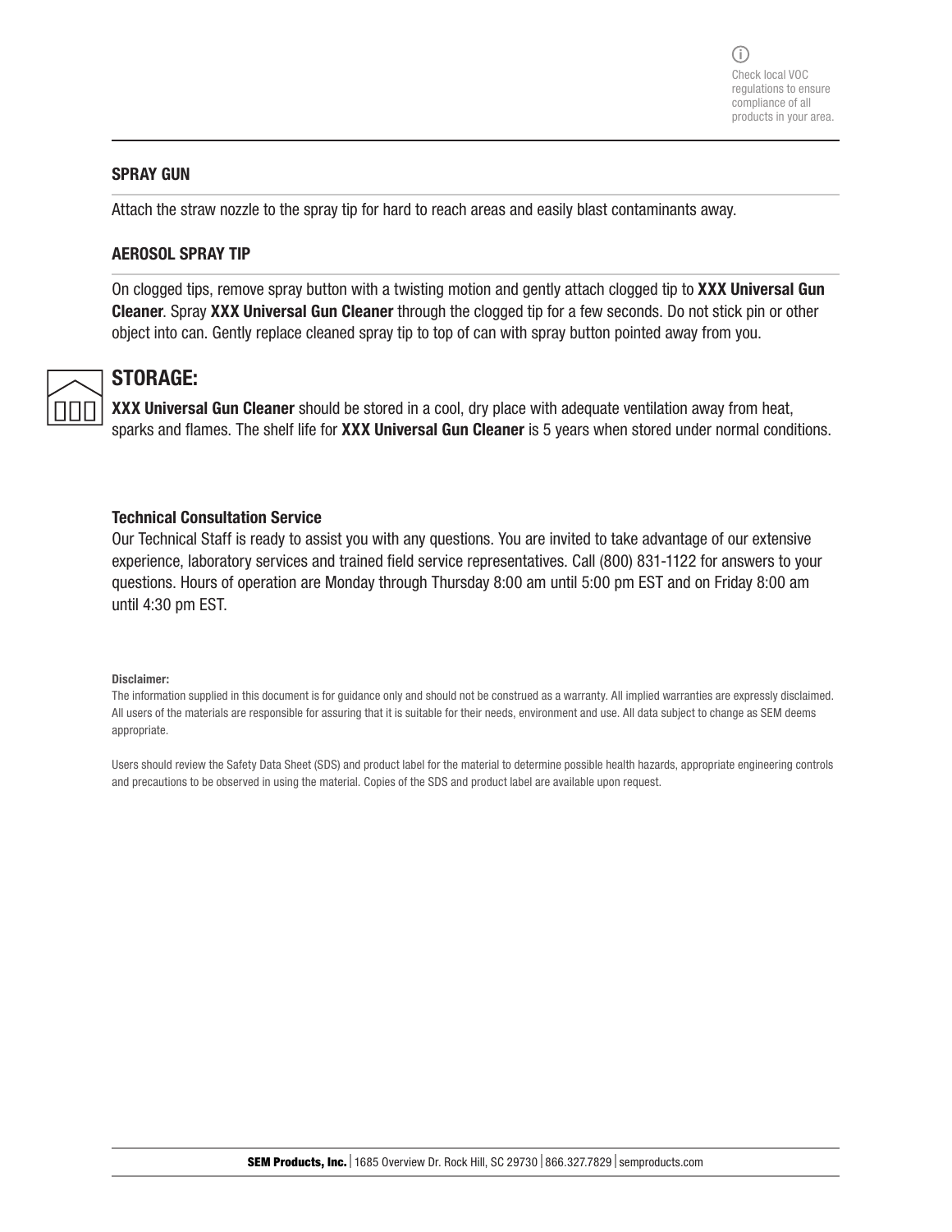Check local VOC regulations to ensure compliance of all products in your area.

### SPRAY GUN

Attach the straw nozzle to the spray tip for hard to reach areas and easily blast contaminants away.

### AEROSOL SPRAY TIP

On clogged tips, remove spray button with a twisting motion and gently attach clogged tip to **XXX Universal Gun Cleaner**. Spray **XXX Universal Gun Cleaner** through the clogged tip for a few seconds. Do not stick pin or other object into can. Gently replace cleaned spray tip to top of can with spray button pointed away from you.

## STORAGE:

**XXX Universal Gun Cleaner** should be stored in a cool, dry place with adequate ventilation away from heat, sparks and flames. The shelf life for **XXX Universal Gun Cleaner** is 5 years when stored under normal conditions.

**Technical Consultation Service**

Our Technical Staff is ready to assist you with any questions. You are invited to take advantage of our extensive experience, laboratory services and trained field service representatives. Call (800) 831-1122 for answers to your questions. Hours of operation are Monday through Thursday 8:00 am until 5:00 pm EST and on Friday 8:00 am until 4:30 pm EST.

**Disclaimer:**

The information supplied in this document is for guidance only and should not be construed as a warranty. All implied warranties are expressly disclaimed. All users of the materials are responsible for assuring that it is suitable for their needs, environment and use. All data subject to change as SEM deems appropriate.

Users should review the Safety Data Sheet (SDS) and product label for the material to determine possible health hazards, appropriate engineering controls and precautions to be observed in using the material. Copies of the SDS and product label are available upon request.

**SEM Products, Inc.** | 1685 Overview Dr. Rock Hill, SC 29730 | 866.327.7829 | semproducts.com